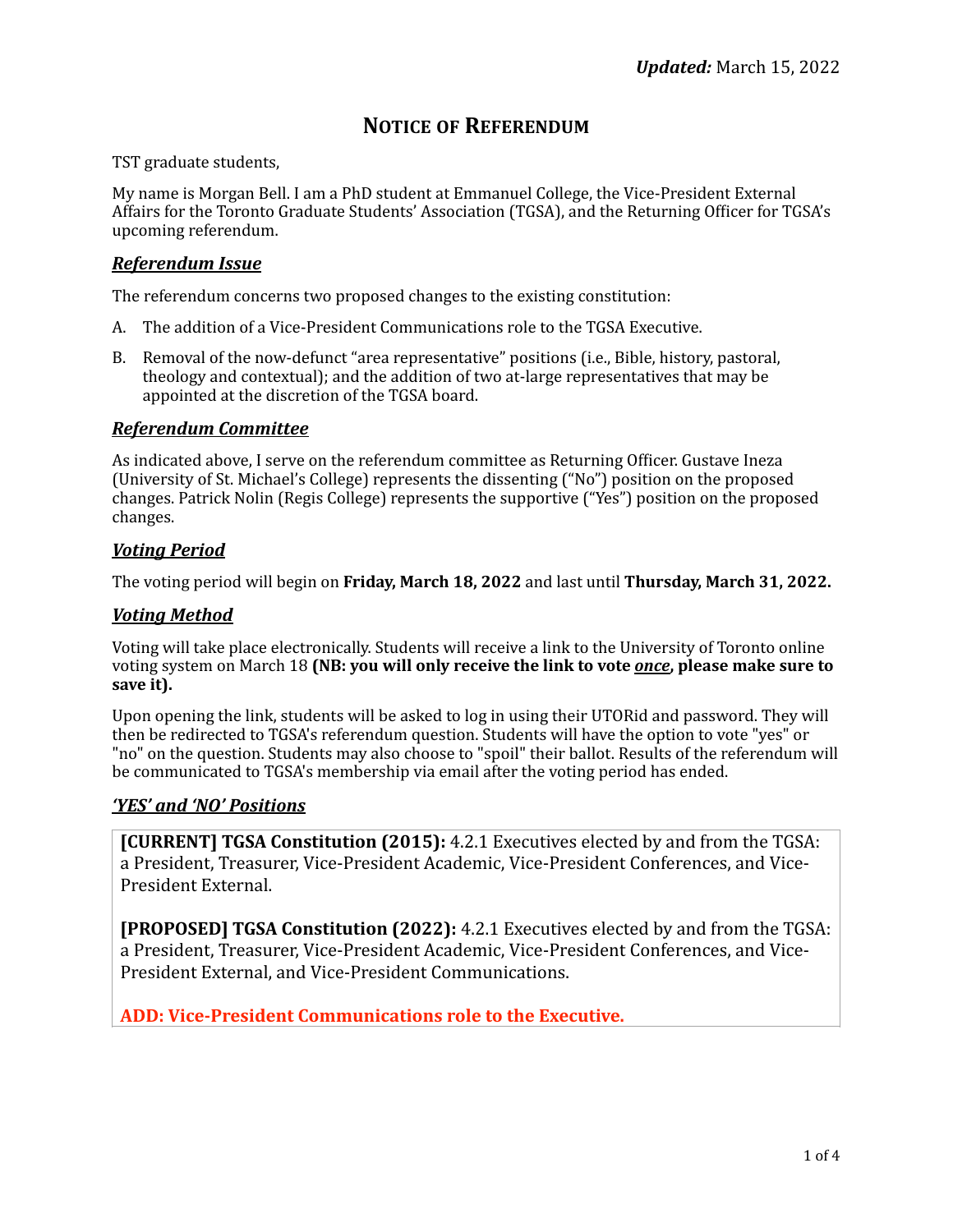***Updated:*** March 15, 2022

# NOTICE OF REFERENDUM

TST graduate students,

My name is Morgan Bell. I am a PhD student at Emmanuel College, the Vice-President External Affairs for the Toronto Graduate Students' Association (TGSA), and the Returning Officer for TGSA's upcoming referendum.

## ***Referendum Issue***

The referendum concerns two proposed changes to the existing constitution:

A. The addition of a Vice-President Communications role to the TGSA Executive.

B. Removal of the now-defunct "area representative" positions (i.e., Bible, history, pastoral, theology and contextual); and the addition of two at-large representatives that may be appointed at the discretion of the TGSA board.

## ***Referendum Committee***

As indicated above, I serve on the referendum committee as Returning Officer. Gustave Ineza (University of St. Michael's College) represents the dissenting ("No") position on the proposed changes. Patrick Nolin (Regis College) represents the supportive ("Yes") position on the proposed changes.

## ***Voting Period***

The voting period will begin on **Friday, March 18, 2022** and last until **Thursday, March 31, 2022.**

## ***Voting Method***

Voting will take place electronically. Students will receive a link to the University of Toronto online voting system on March 18 **(NB: you will only receive the link to vote *once*, please make sure to save it).**

Upon opening the link, students will be asked to log in using their UTORid and password. They will then be redirected to TGSA's referendum question. Students will have the option to vote "yes" or "no" on the question. Students may also choose to "spoil" their ballot. Results of the referendum will be communicated to TGSA's membership via email after the voting period has ended.

## ***'YES' and 'NO' Positions***

**[CURRENT] TGSA Constitution (2015):** 4.2.1 Executives elected by and from the TGSA: a President, Treasurer, Vice-President Academic, Vice-President Conferences, and Vice-President External.

**[PROPOSED] TGSA Constitution (2022):** 4.2.1 Executives elected by and from the TGSA: a President, Treasurer, Vice-President Academic, Vice-President Conferences, and Vice-President External, and Vice-President Communications.

**ADD: Vice-President Communications role to the Executive.**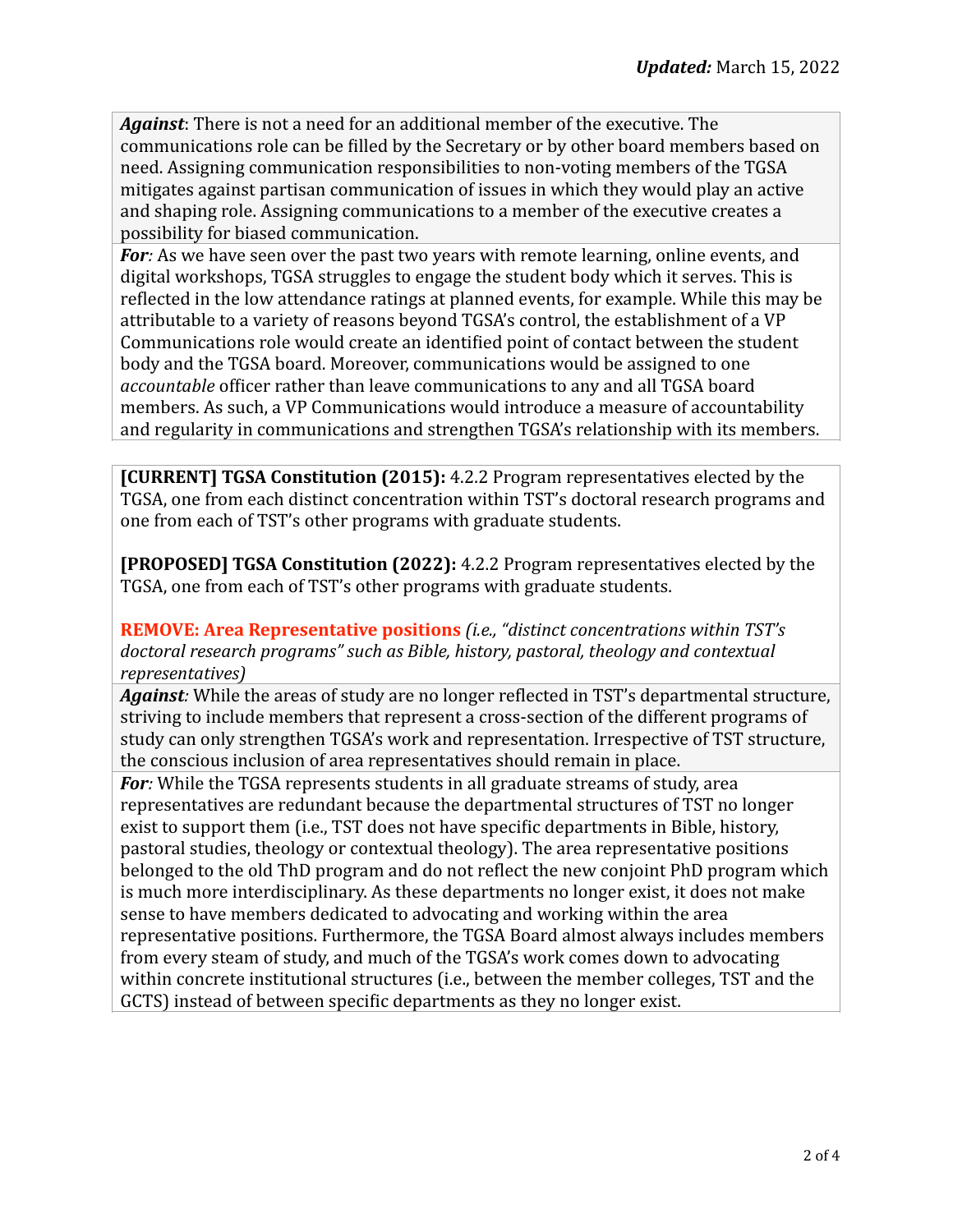***Updated:*** March 15, 2022

***Against***: There is not a need for an additional member of the executive. The communications role can be filled by the Secretary or by other board members based on need. Assigning communication responsibilities to non-voting members of the TGSA mitigates against partisan communication of issues in which they would play an active and shaping role. Assigning communications to a member of the executive creates a possibility for biased communication.

***For:*** As we have seen over the past two years with remote learning, online events, and digital workshops, TGSA struggles to engage the student body which it serves. This is reflected in the low attendance ratings at planned events, for example. While this may be attributable to a variety of reasons beyond TGSA's control, the establishment of a VP Communications role would create an identified point of contact between the student body and the TGSA board. Moreover, communications would be assigned to one *accountable* officer rather than leave communications to any and all TGSA board members. As such, a VP Communications would introduce a measure of accountability and regularity in communications and strengthen TGSA's relationship with its members.

**[CURRENT] TGSA Constitution (2015):** 4.2.2 Program representatives elected by the TGSA, one from each distinct concentration within TST's doctoral research programs and one from each of TST's other programs with graduate students.

**[PROPOSED] TGSA Constitution (2022):** 4.2.2 Program representatives elected by the TGSA, one from each of TST's other programs with graduate students.

**REMOVE: Area Representative positions** *(i.e., "distinct concentrations within TST's doctoral research programs" such as Bible, history, pastoral, theology and contextual representatives)*

***Against:*** While the areas of study are no longer reflected in TST's departmental structure, striving to include members that represent a cross-section of the different programs of study can only strengthen TGSA's work and representation. Irrespective of TST structure, the conscious inclusion of area representatives should remain in place.

***For:*** While the TGSA represents students in all graduate streams of study, area representatives are redundant because the departmental structures of TST no longer exist to support them (i.e., TST does not have specific departments in Bible, history, pastoral studies, theology or contextual theology). The area representative positions belonged to the old ThD program and do not reflect the new conjoint PhD program which is much more interdisciplinary. As these departments no longer exist, it does not make sense to have members dedicated to advocating and working within the area representative positions. Furthermore, the TGSA Board almost always includes members from every steam of study, and much of the TGSA's work comes down to advocating within concrete institutional structures (i.e., between the member colleges, TST and the GCTS) instead of between specific departments as they no longer exist.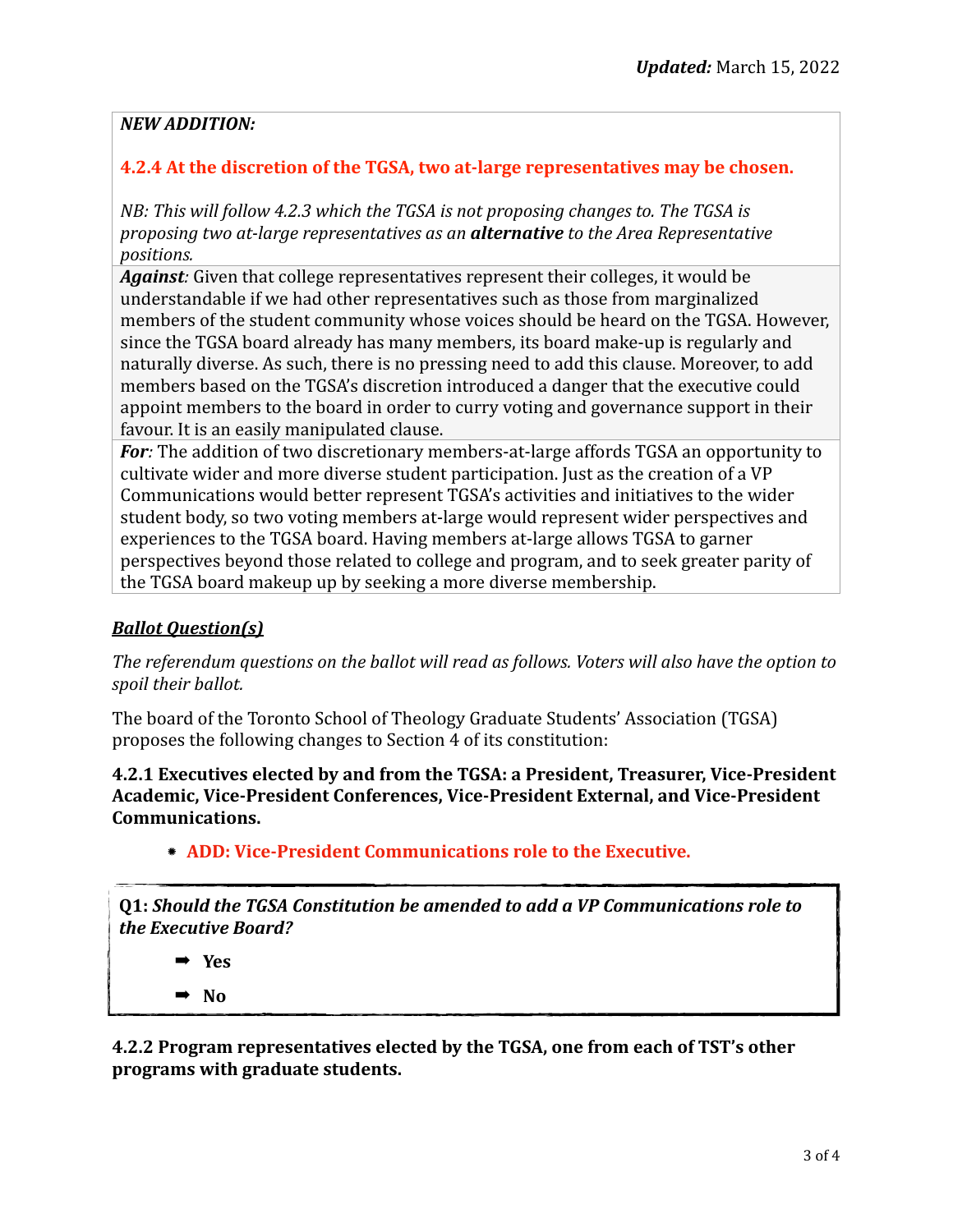***Updated:*** March 15, 2022

***NEW ADDITION:***

**4.2.4 At the discretion of the TGSA, two at-large representatives may be chosen.**

*NB: This will follow 4.2.3 which the TGSA is not proposing changes to. The TGSA is proposing two at-large representatives as an **alternative** to the Area Representative positions.*

***Against**:* Given that college representatives represent their colleges, it would be understandable if we had other representatives such as those from marginalized members of the student community whose voices should be heard on the TGSA. However, since the TGSA board already has many members, its board make-up is regularly and naturally diverse. As such, there is no pressing need to add this clause. Moreover, to add members based on the TGSA's discretion introduced a danger that the executive could appoint members to the board in order to curry voting and governance support in their favour. It is an easily manipulated clause.

***For**:* The addition of two discretionary members-at-large affords TGSA an opportunity to cultivate wider and more diverse student participation. Just as the creation of a VP Communications would better represent TGSA's activities and initiatives to the wider student body, so two voting members at-large would represent wider perspectives and experiences to the TGSA board. Having members at-large allows TGSA to garner perspectives beyond those related to college and program, and to seek greater parity of the TGSA board makeup up by seeking a more diverse membership.

***Ballot Question(s)***

*The referendum questions on the ballot will read as follows. Voters will also have the option to spoil their ballot.*

The board of the Toronto School of Theology Graduate Students' Association (TGSA) proposes the following changes to Section 4 of its constitution:

**4.2.1 Executives elected by and from the TGSA: a President, Treasurer, Vice-President Academic, Vice-President Conferences, Vice-President External, and Vice-President Communications.**

- **ADD: Vice-President Communications role to the Executive.**

**Q1:** ***Should the TGSA Constitution be amended to add a VP Communications role to the Executive Board?***

- ➡ **Yes**
- ➡ **No**

**4.2.2 Program representatives elected by the TGSA, one from each of TST's other programs with graduate students.**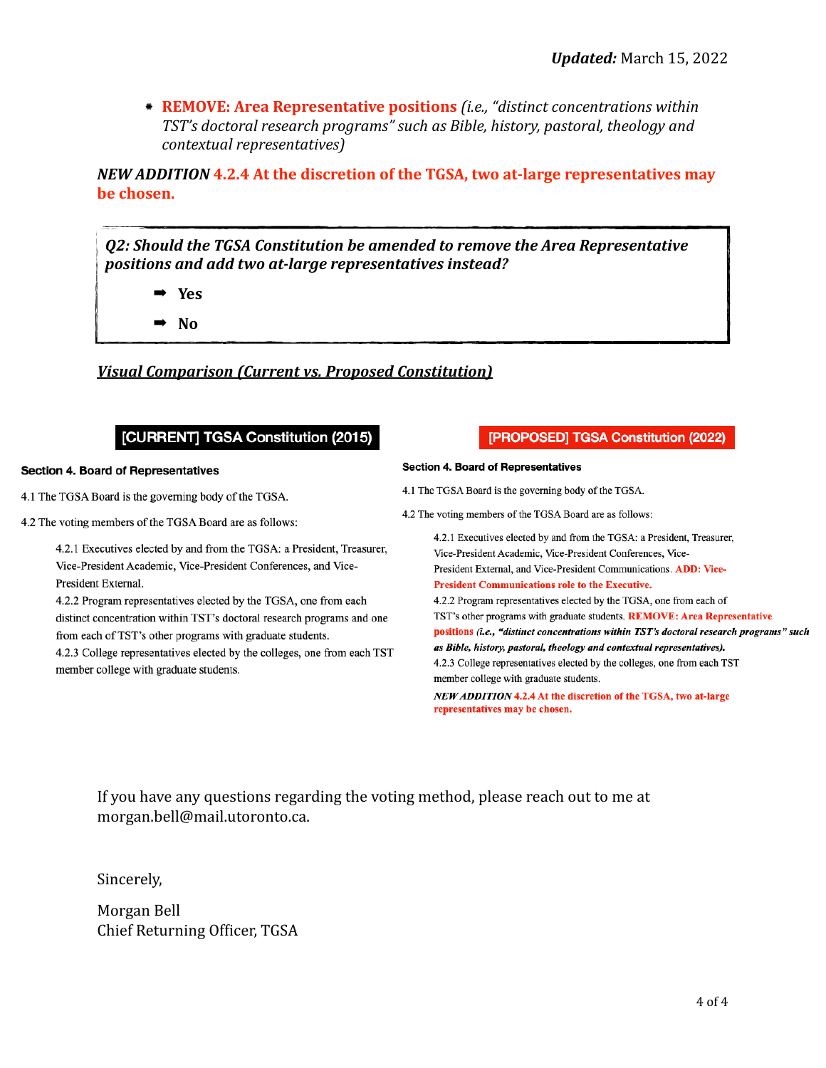*Updated:* March 15, 2022

- **REMOVE: Area Representative positions** *(i.e., "distinct concentrations within TST's doctoral research programs" such as Bible, history, pastoral, theology and contextual representatives)*

***NEW ADDITION*** **4.2.4 At the discretion of the TGSA, two at-large representatives may be chosen.**

> ***Q2: Should the TGSA Constitution be amended to remove the Area Representative positions and add two at-large representatives instead?***
>
> ➡ **Yes**
>
> ➡ **No**

***Visual Comparison (Current vs. Proposed Constitution)***

**[CURRENT] TGSA Constitution (2015)**

**Section 4. Board of Representatives**

4.1 The TGSA Board is the governing body of the TGSA.

4.2 The voting members of the TGSA Board are as follows:

> 4.2.1 Executives elected by and from the TGSA: a President, Treasurer, Vice-President Academic, Vice-President Conferences, and Vice-President External.
>
> 4.2.2 Program representatives elected by the TGSA, one from each distinct concentration within TST's doctoral research programs and one from each of TST's other programs with graduate students.
>
> 4.2.3 College representatives elected by the colleges, one from each TST member college with graduate students.

**[PROPOSED] TGSA Constitution (2022)**

**Section 4. Board of Representatives**

4.1 The TGSA Board is the governing body of the TGSA.

4.2 The voting members of the TGSA Board are as follows:

> 4.2.1 Executives elected by and from the TGSA: a President, Treasurer, Vice-President Academic, Vice-President Conferences, Vice-President External, and Vice-President Communications. **ADD: Vice-President Communications role to the Executive.**
>
> 4.2.2 Program representatives elected by the TGSA, one from each of TST's other programs with graduate students. **REMOVE: Area Representative positions** ***(i.e., "distinct concentrations within TST's doctoral research programs" such as Bible, history, pastoral, theology and contextual representatives).***
>
> 4.2.3 College representatives elected by the colleges, one from each TST member college with graduate students.
>
> ***NEW ADDITION*** **4.2.4 At the discretion of the TGSA, two at-large representatives may be chosen.**

If you have any questions regarding the voting method, please reach out to me at morgan.bell@mail.utoronto.ca.

Sincerely,

Morgan Bell
Chief Returning Officer, TGSA